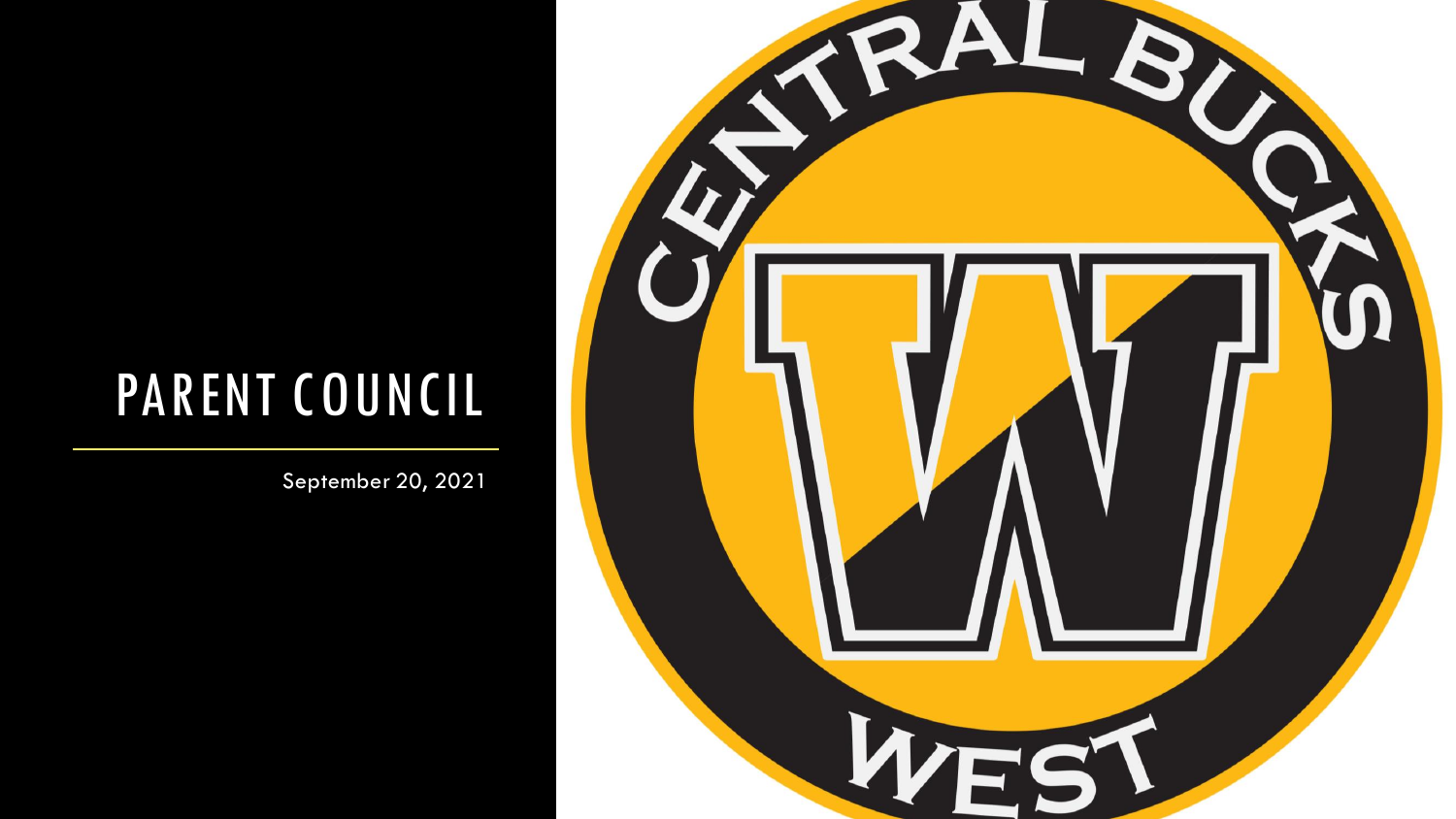# PARENT COUNCIL

September 20, 2021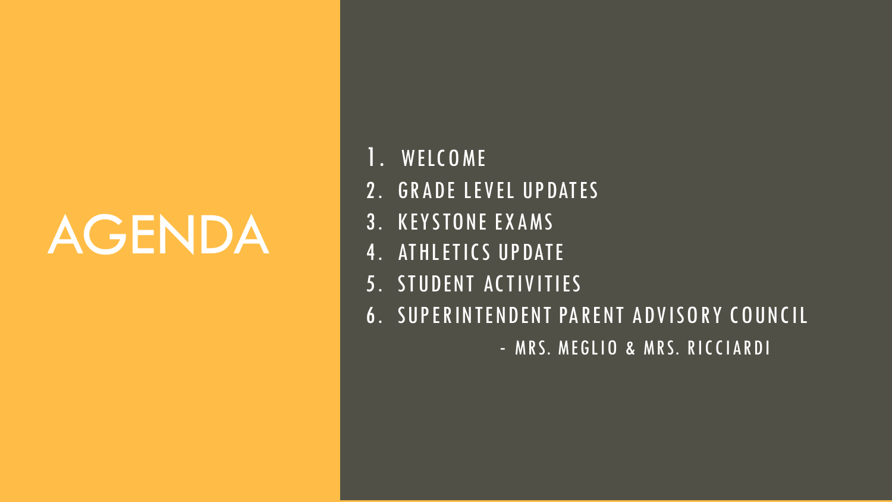# AGENDA

1. WELCOME
2. GRADE LEVEL UPDATES
3. KEYSTONE EXAMS
4. ATHLETICS UPDATE
5. STUDENT ACTIVITIES
6. SUPERINTENDENT PARENT ADVISORY COUNCIL
   - MRS. MEGLIO & MRS. RICCIARDI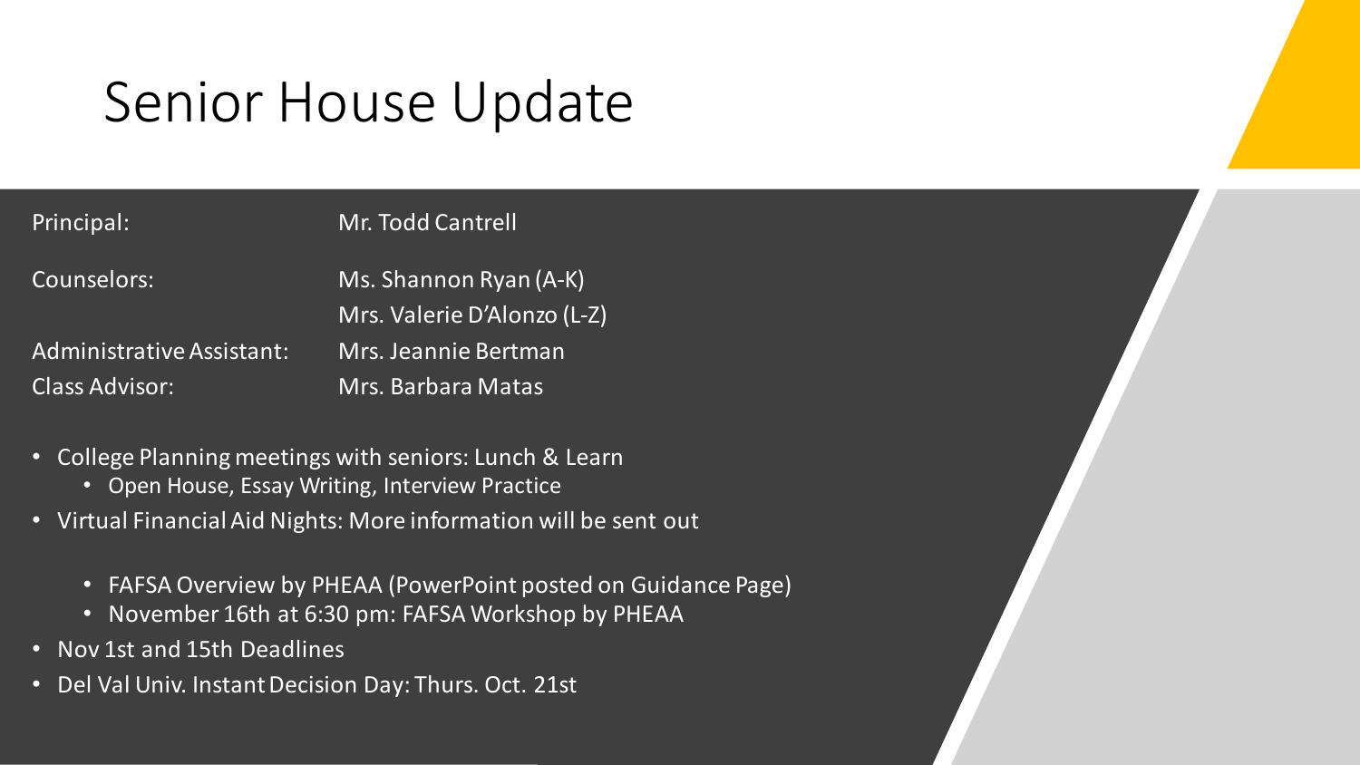# Senior House Update

| | |
|---|---|
| Principal: | Mr. Todd Cantrell |
| Counselors: | Ms. Shannon Ryan (A-K) |
| | Mrs. Valerie D'Alonzo (L-Z) |
| Administrative Assistant: | Mrs. Jeannie Bertman |
| Class Advisor: | Mrs. Barbara Matas |

- College Planning meetings with seniors: Lunch & Learn
  - Open House, Essay Writing, Interview Practice
- Virtual Financial Aid Nights: More information will be sent out
  - FAFSA Overview by PHEAA (PowerPoint posted on Guidance Page)
  - November 16th at 6:30 pm: FAFSA Workshop by PHEAA
- Nov 1st and 15th Deadlines
- Del Val Univ. Instant Decision Day: Thurs. Oct. 21st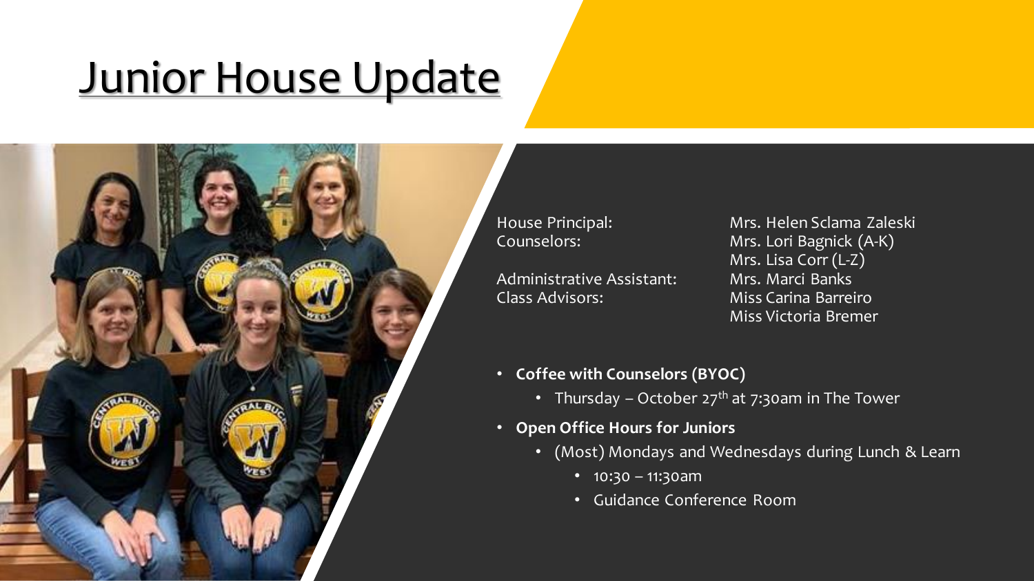# Junior House Update

| | |
|---|---|
| House Principal: | Mrs. Helen Sclama Zaleski |
| Counselors: | Mrs. Lori Bagnick (A-K) |
| | Mrs. Lisa Corr (L-Z) |
| Administrative Assistant: | Mrs. Marci Banks |
| Class Advisors: | Miss Carina Barreiro |
| | Miss Victoria Bremer |

- **Coffee with Counselors (BYOC)**
  - Thursday – October 27th at 7:30am in The Tower
- **Open Office Hours for Juniors**
  - (Most) Mondays and Wednesdays during Lunch & Learn
    - 10:30 – 11:30am
    - Guidance Conference Room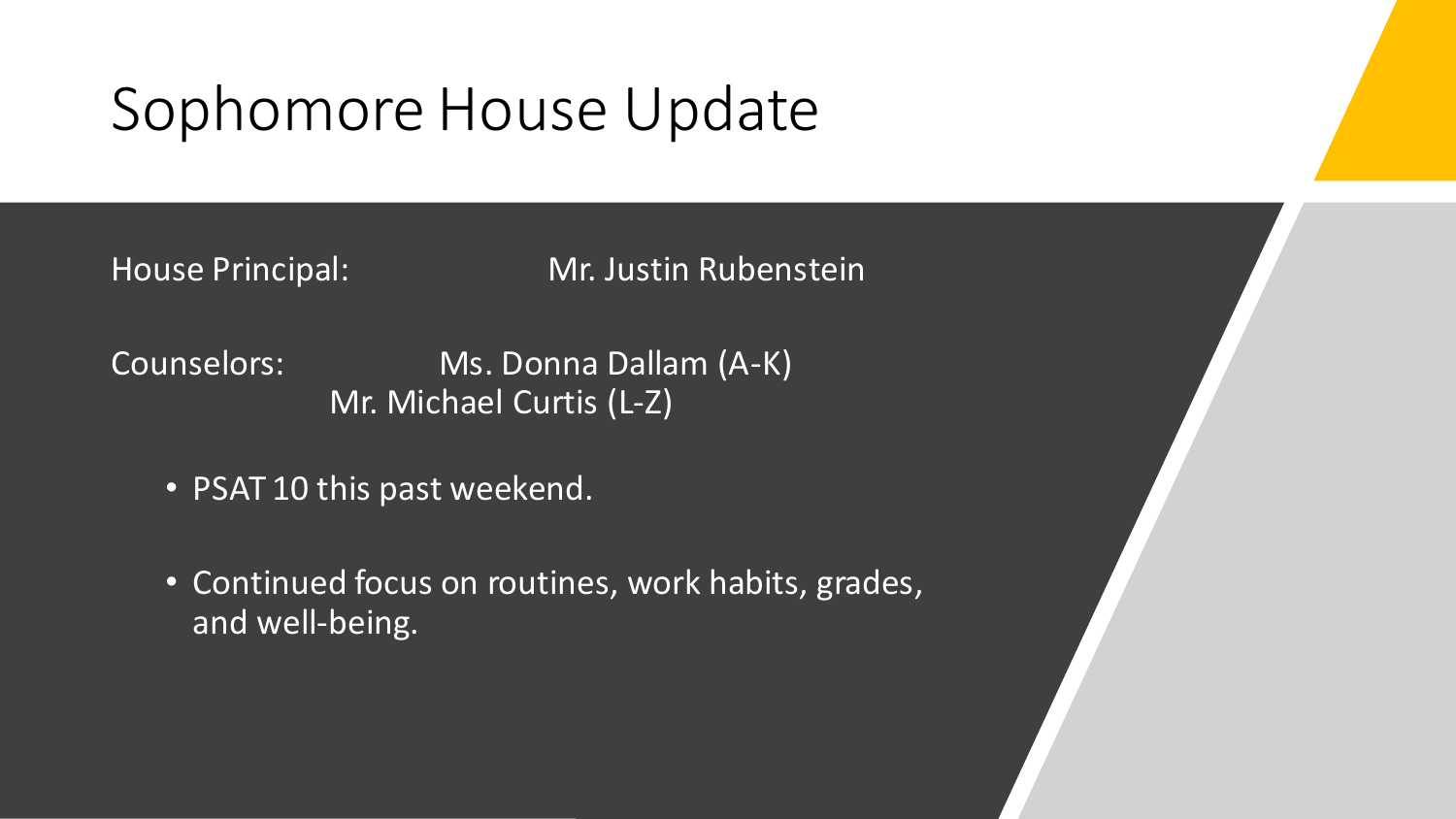# Sophomore House Update

House Principal: Mr. Justin Rubenstein

Counselors: Ms. Donna Dallam (A-K)
Mr. Michael Curtis (L-Z)

- PSAT 10 this past weekend.
- Continued focus on routines, work habits, grades, and well-being.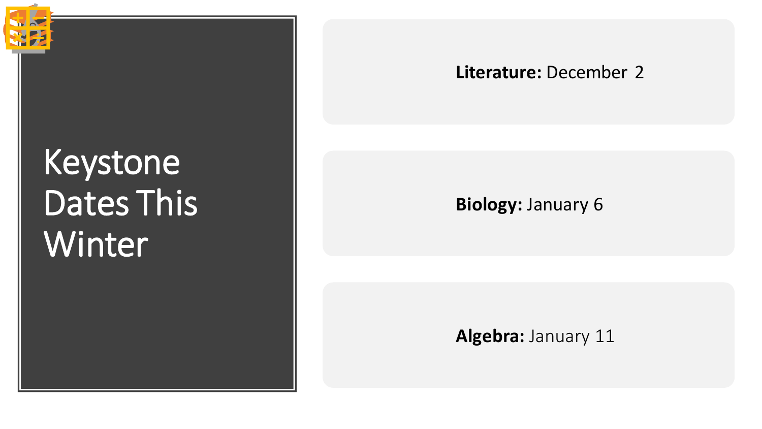# Keystone Dates This Winter

**Literature:** December 2

**Biology:** January 6

**Algebra:** January 11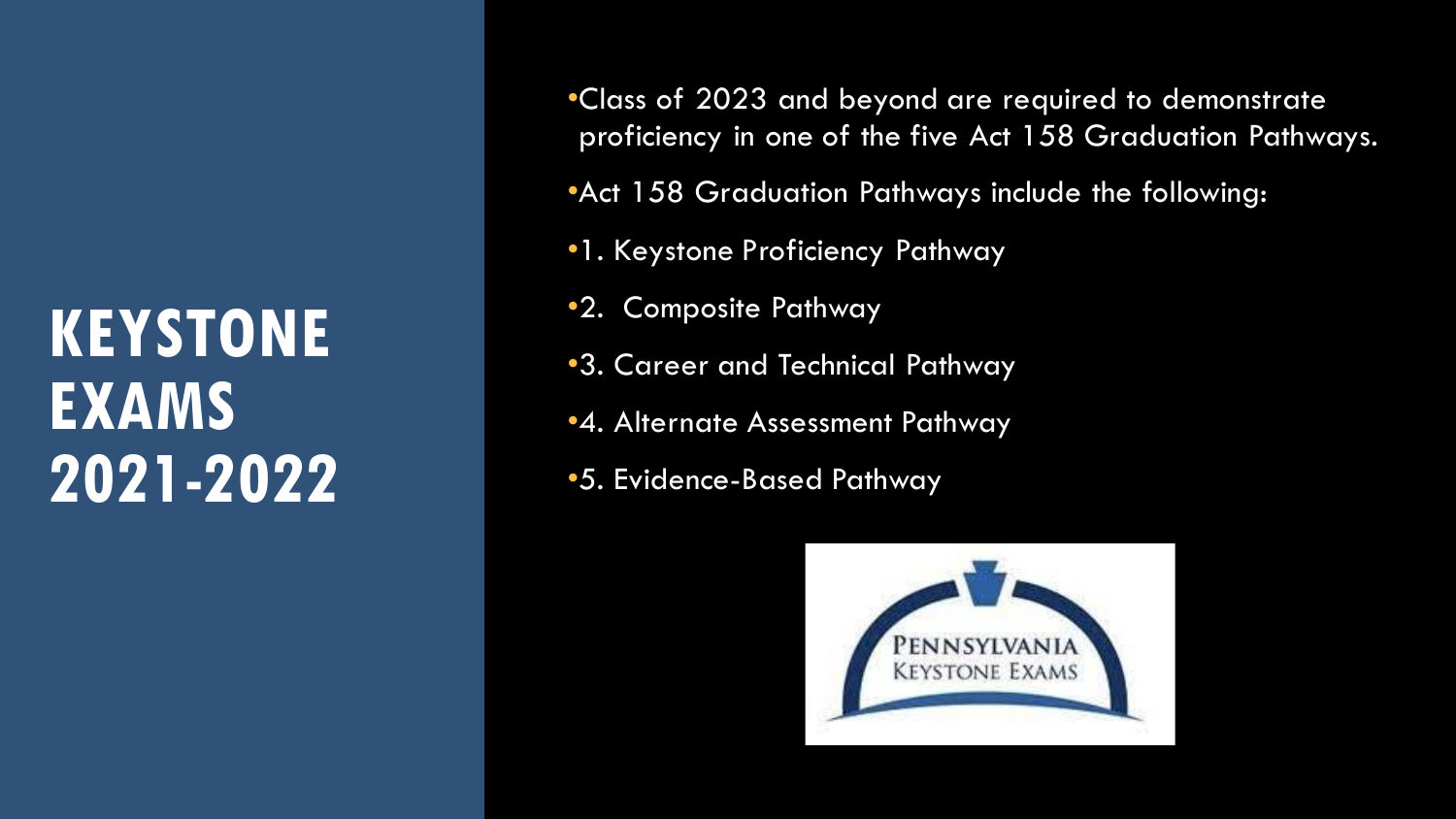# KEYSTONE EXAMS 2021-2022

- Class of 2023 and beyond are required to demonstrate proficiency in one of the five Act 158 Graduation Pathways.
- Act 158 Graduation Pathways include the following:
- 1. Keystone Proficiency Pathway
- 2. Composite Pathway
- 3. Career and Technical Pathway
- 4. Alternate Assessment Pathway
- 5. Evidence-Based Pathway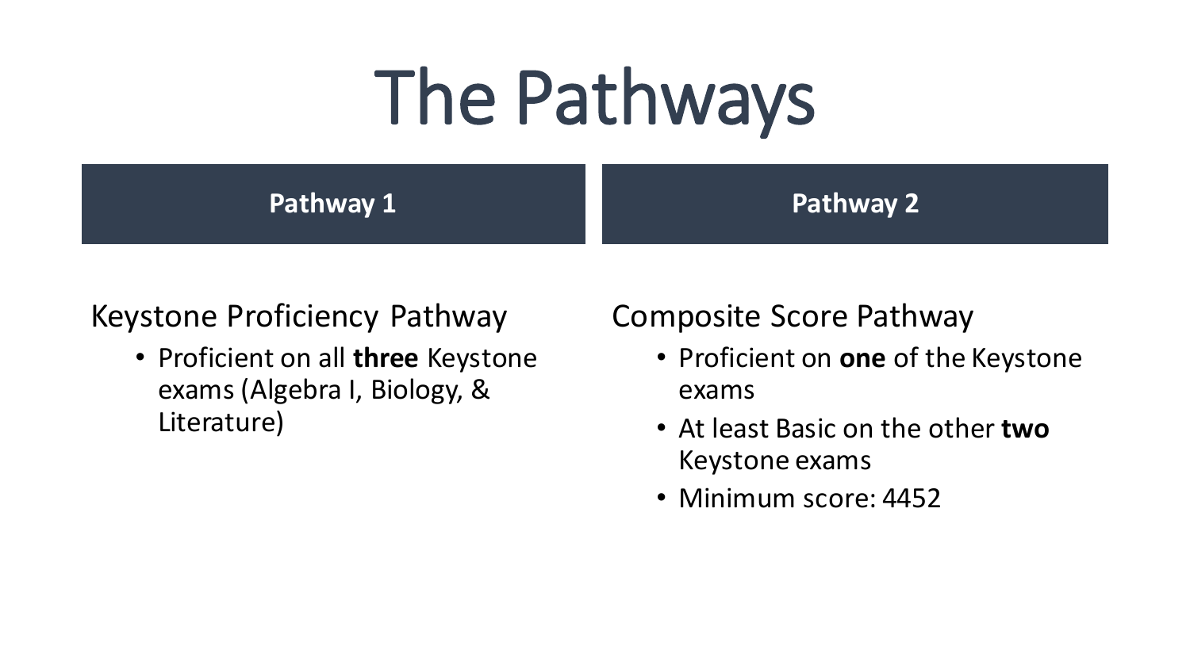# The Pathways

## Pathway 1

Keystone Proficiency Pathway

- Proficient on all **three** Keystone exams (Algebra I, Biology, & Literature)

## Pathway 2

Composite Score Pathway

- Proficient on **one** of the Keystone exams
- At least Basic on the other **two** Keystone exams
- Minimum score: 4452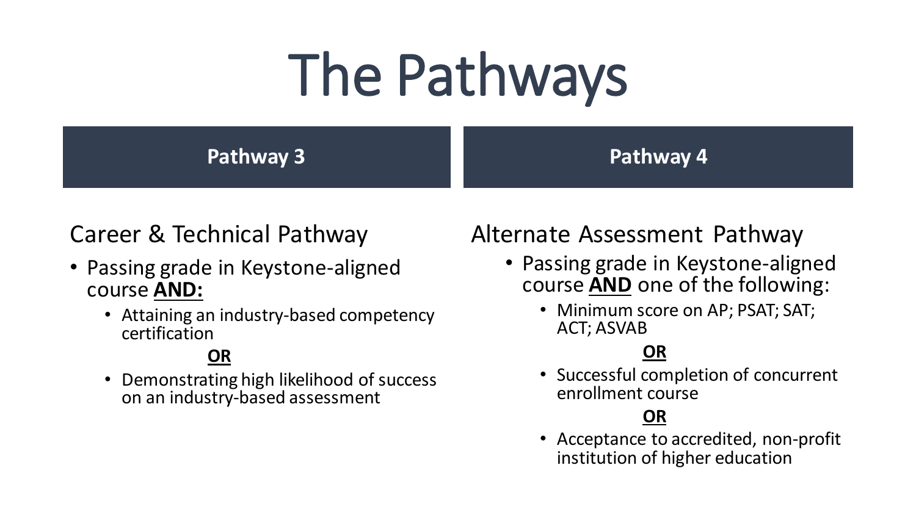# The Pathways

## Pathway 3

### Career & Technical Pathway

- Passing grade in Keystone-aligned course **AND:**
  - Attaining an industry-based competency certification

    **OR**

  - Demonstrating high likelihood of success on an industry-based assessment

## Pathway 4

### Alternate Assessment Pathway

- Passing grade in Keystone-aligned course **AND** one of the following:
  - Minimum score on AP; PSAT; SAT; ACT; ASVAB

    **OR**

  - Successful completion of concurrent enrollment course

    **OR**

  - Acceptance to accredited, non-profit institution of higher education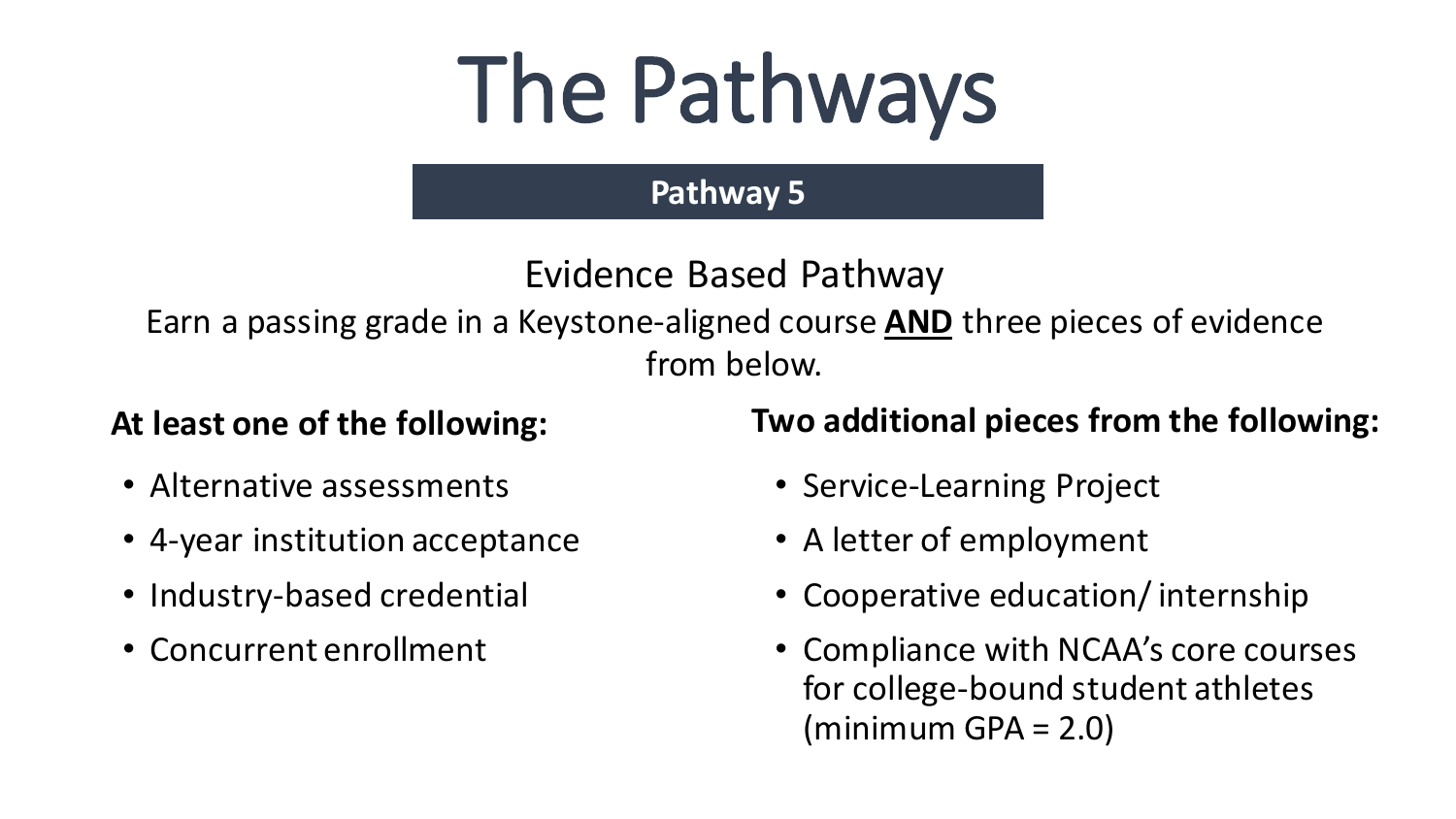# The Pathways

**Pathway 5**

Evidence Based Pathway

Earn a passing grade in a Keystone-aligned course **AND** three pieces of evidence from below.

**At least one of the following:**

- Alternative assessments
- 4-year institution acceptance
- Industry-based credential
- Concurrent enrollment

**Two additional pieces from the following:**

- Service-Learning Project
- A letter of employment
- Cooperative education/ internship
- Compliance with NCAA's core courses for college-bound student athletes (minimum GPA = 2.0)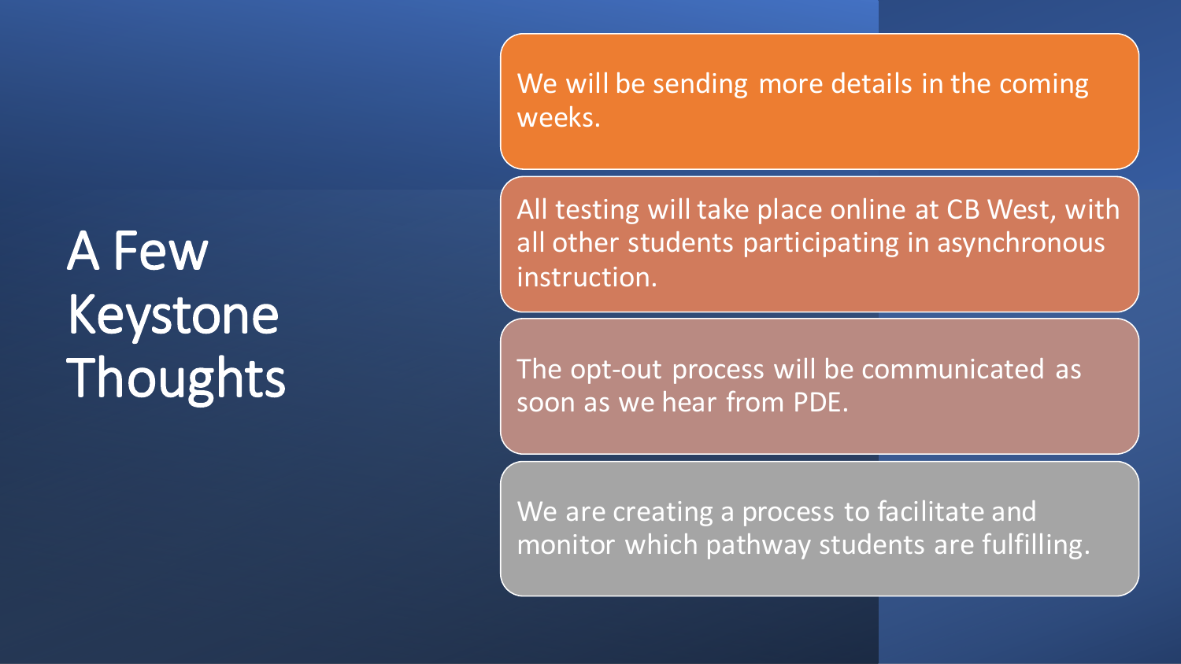# A Few Keystone Thoughts

- We will be sending more details in the coming weeks.
- All testing will take place online at CB West, with all other students participating in asynchronous instruction.
- The opt-out process will be communicated as soon as we hear from PDE.
- We are creating a process to facilitate and monitor which pathway students are fulfilling.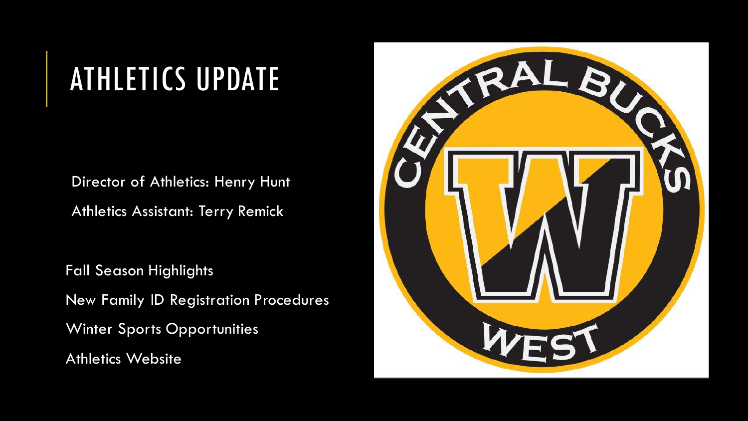# ATHLETICS UPDATE

Director of Athletics: Henry Hunt

Athletics Assistant: Terry Remick

Fall Season Highlights

New Family ID Registration Procedures

Winter Sports Opportunities

Athletics Website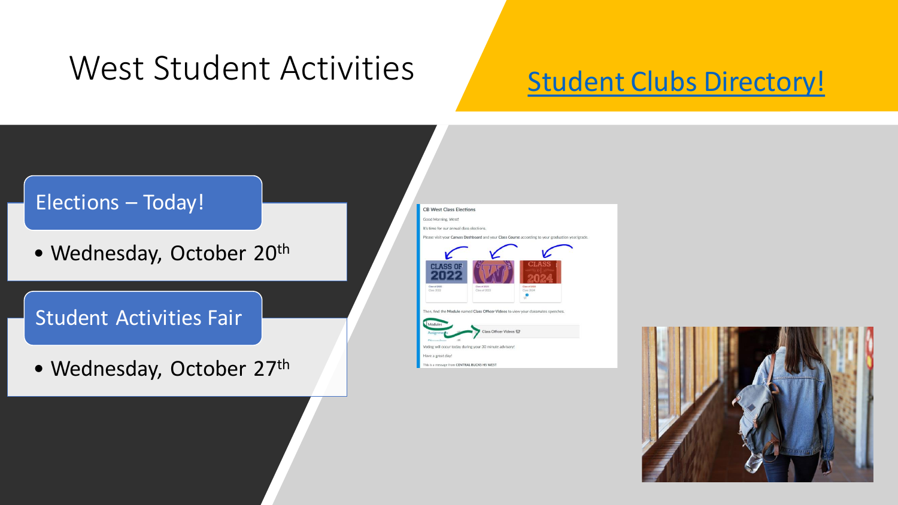# West Student Activities

[Student Clubs Directory!]

## Elections – Today!

- Wednesday, October 20th

## Student Activities Fair

- Wednesday, October 27th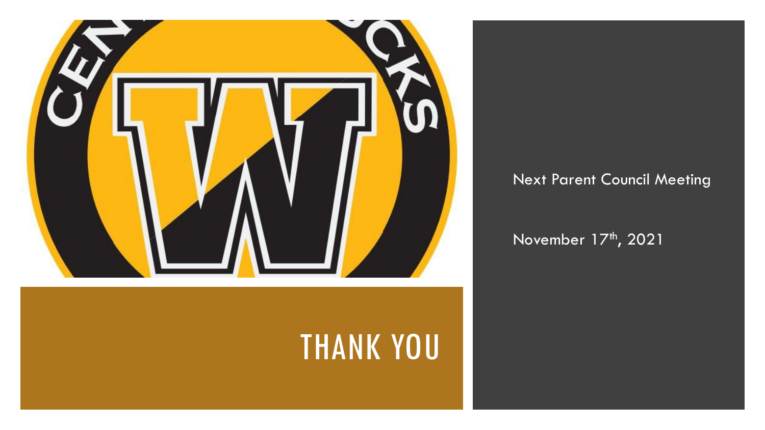# THANK YOU

Next Parent Council Meeting

November 17th, 2021